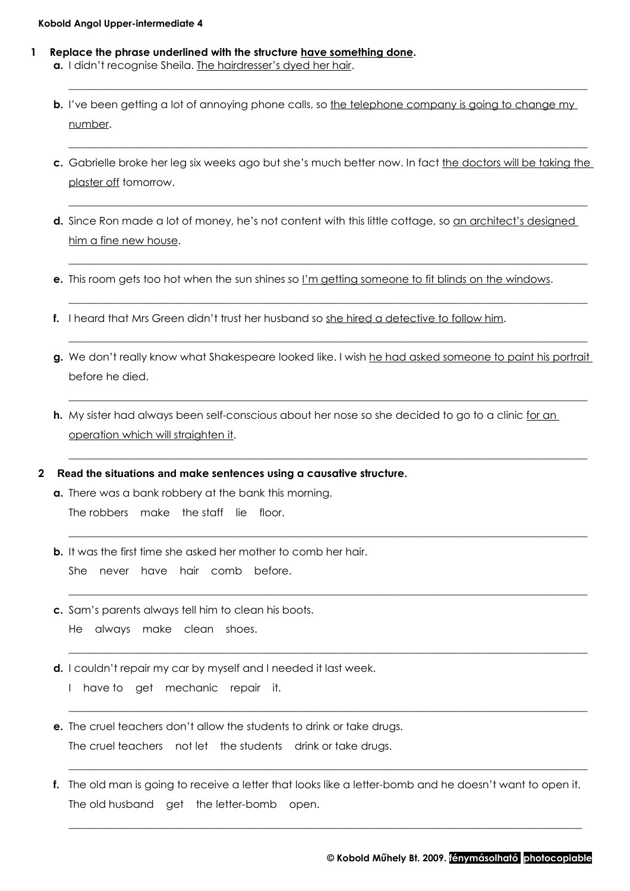**Kobold Angol Upper-intermediate 4**

**1 Replace the phrase underlined with the structure <u>have something done</u>.**

**a.** I didn't recognise Sheila. <u>The hairdresser's dyed her hair</u>.

___________________________________________________________________________

**b.** I've been getting a lot of annoying phone calls, so <u>the telephone company is going to change my number</u>.

___________________________________________________________________________

**c.** Gabrielle broke her leg six weeks ago but she's much better now. In fact <u>the doctors will be taking the plaster off</u> tomorrow.

___________________________________________________________________________

**d.** Since Ron made a lot of money, he's not content with this little cottage, so <u>an architect's designed him a fine new house</u>.

___________________________________________________________________________

**e.** This room gets too hot when the sun shines so <u>I'm getting someone to fit blinds on the windows</u>.

___________________________________________________________________________

**f.** I heard that Mrs Green didn't trust her husband so <u>she hired a detective to follow him</u>.

___________________________________________________________________________

**g.** We don't really know what Shakespeare looked like. I wish <u>he had asked someone to paint his portrait</u> before he died.

___________________________________________________________________________

**h.** My sister had always been self-conscious about her nose so she decided to go to a clinic <u>for an operation which will straighten it</u>.

___________________________________________________________________________

**2 Read the situations and make sentences using a causative structure.**

**a.** There was a bank robbery at the bank this morning.
The robbers make the staff lie floor.

___________________________________________________________________________

**b.** It was the first time she asked her mother to comb her hair.
She never have hair comb before.

___________________________________________________________________________

**c.** Sam's parents always tell him to clean his boots.
He always make clean shoes.

___________________________________________________________________________

**d.** I couldn't repair my car by myself and I needed it last week.
I have to get mechanic repair it.

___________________________________________________________________________

**e.** The cruel teachers don't allow the students to drink or take drugs.
The cruel teachers not let the students drink or take drugs.

___________________________________________________________________________

**f.** The old man is going to receive a letter that looks like a letter-bomb and he doesn't want to open it.
The old husband get the letter-bomb open.

___________________________________________________________________________

**© Kobold Műhely Bt. 2009. fénymásolható photocopiable**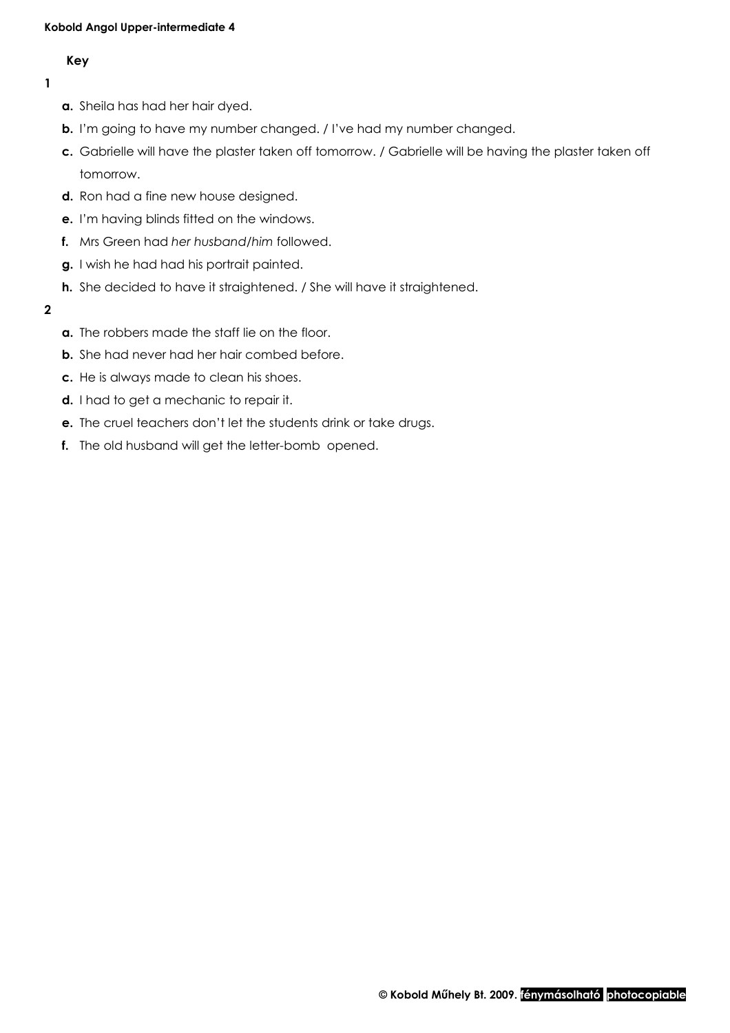**Key**

**1**

- **a.** Sheila has had her hair dyed.
- **b.** I'm going to have my number changed. / I've had my number changed.
- **c.** Gabrielle will have the plaster taken off tomorrow. / Gabrielle will be having the plaster taken off tomorrow.
- **d.** Ron had a fine new house designed.
- **e.** I'm having blinds fitted on the windows.
- **f.** Mrs Green had *her husband/him* followed.
- **g.** I wish he had had his portrait painted.
- **h.** She decided to have it straightened. / She will have it straightened.

**2**

- **a.** The robbers made the staff lie on the floor.
- **b.** She had never had her hair combed before.
- **c.** He is always made to clean his shoes.
- **d.** I had to get a mechanic to repair it.
- **e.** The cruel teachers don't let the students drink or take drugs.
- **f.** The old husband will get the letter-bomb opened.